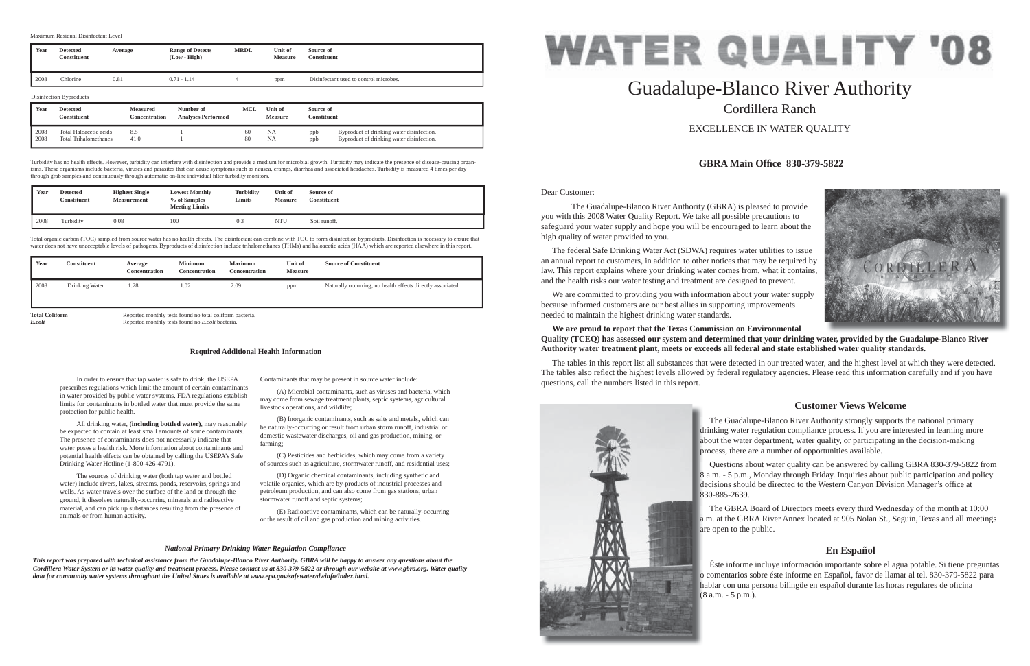Maximum Residual Disinfectant Level

| Year | Detected Constituent | Average | Range of Detects (Low - High) | MRDL | Unit of Measure | Source of Constituent |
|---|---|---|---|---|---|---|
| 2008 | Chlorine | 0.81 | 0.71 - 1.14 | 4 | ppm | Disinfectant used to control microbes. |

Disinfection Byproducts

| Year | Detected Constituent | Measured Concentration | Number of Analyses Performed | MCL | Unit of Measure | Source of Constituent |
|---|---|---|---|---|---|---|
| 2008 | Total Haloacetic acids | 8.5 | 1 | 60 | NA ppb | Byproduct of drinking water disinfection. |
| 2008 | Total Trihalomethanes | 41.0 | 1 | 80 | NA ppb | Byproduct of drinking water disinfection. |

Turbidity has no health effects. However, turbidity can interfere with disinfection and provide a medium for microbial growth. Turbidity may indicate the presence of disease-causing organisms. These organisms include bacteria, viruses and parasites that can cause symptoms such as nausea, cramps, diarrhea and associated headaches. Turbidity is measured 4 times per day through grab samples and continuously through automatic on-line individual filter turbidity monitors.

| Year | Detected Constituent | Highest Single Measurement | Lowest Monthly % of Samples Meeting Limits | Turbidity Limits | Unit of Measure | Source of Constituent |
|---|---|---|---|---|---|---|
| 2008 | Turbidity | 0.08 | 100 | 0.3 | NTU | Soil runoff. |

Total organic carbon (TOC) sampled from source water has no health effects. The disinfectant can combine with TOC to form disinfection byproducts. Disinfection is necessary to ensure that water does not have unacceptable levels of pathogens. Byproducts of disinfection include trihalomethanes (THMs) and haloacetic acids (HAA) which are reported elsewhere in this report.

| Year | Constituent | Average Concentration | Minimum Concentration | Maximum Concentration | Unit of Measure | Source of Constituent |
|---|---|---|---|---|---|---|
| 2008 | Drinking Water | 1.28 | 1.02 | 2.09 | ppm | Naturally occurring; no health effects directly associated |

**Total Coliform** Reported monthly tests found no total coliform bacteria.

***E.coli*** Reported monthly tests found no *E.coli* bacteria.

### Required Additional Health Information

In order to ensure that tap water is safe to drink, the USEPA prescribes regulations which limit the amount of certain contaminants in water provided by public water systems. FDA regulations establish limits for contaminants in bottled water that must provide the same protection for public health.

All drinking water, **(including bottled water)**, may reasonably be expected to contain at least small amounts of some contaminants. The presence of contaminants does not necessarily indicate that water poses a health risk. More information about contaminants and potential health effects can be obtained by calling the USEPA's Safe Drinking Water Hotline (1-800-426-4791).

The sources of drinking water (both tap water and bottled water) include rivers, lakes, streams, ponds, reservoirs, springs and wells. As water travels over the surface of the land or through the ground, it dissolves naturally-occurring minerals and radioactive material, and can pick up substances resulting from the presence of animals or from human activity.

Contaminants that may be present in source water include:

(A) Microbial contaminants, such as viruses and bacteria, which may come from sewage treatment plants, septic systems, agricultural livestock operations, and wildlife;

(B) Inorganic contaminants, such as salts and metals, which can be naturally-occurring or result from urban storm runoff, industrial or domestic wastewater discharges, oil and gas production, mining, or farming;

(C) Pesticides and herbicides, which may come from a variety of sources such as agriculture, stormwater runoff, and residential uses;

(D) Organic chemical contaminants, including synthetic and volatile organics, which are by-products of industrial processes and petroleum production, and can also come from gas stations, urban stormwater runoff and septic systems;

(E) Radioactive contaminants, which can be naturally-occurring or the result of oil and gas production and mining activities.

### *National Primary Drinking Water Regulation Compliance*

***This report was prepared with technical assistance from the Guadalupe-Blanco River Authority. GBRA will be happy to answer any questions about the Cordillera Water System or its water quality and treatment process. Please contact us at 830-379-5822 or through our website at www.gbra.org. Water quality data for community water systems throughout the United States is available at www.epa.gov/safewater/dwinfo/index.html.***

# WATER QUALITY '08

## Guadalupe-Blanco River Authority

### Cordillera Ranch

EXCELLENCE IN WATER QUALITY

**GBRA Main Office 830-379-5822**

Dear Customer:

The Guadalupe-Blanco River Authority (GBRA) is pleased to provide you with this 2008 Water Quality Report. We take all possible precautions to safeguard your water supply and hope you will be encouraged to learn about the high quality of water provided to you.

The federal Safe Drinking Water Act (SDWA) requires water utilities to issue an annual report to customers, in addition to other notices that may be required by law. This report explains where your drinking water comes from, what it contains, and the health risks our water testing and treatment are designed to prevent.

We are committed to providing you with information about your water supply because informed customers are our best allies in supporting improvements needed to maintain the highest drinking water standards.

**We are proud to report that the Texas Commission on Environmental Quality (TCEQ) has assessed our system and determined that your drinking water, provided by the Guadalupe-Blanco River Authority water treatment plant, meets or exceeds all federal and state established water quality standards.**

The tables in this report list all substances that were detected in our treated water, and the highest level at which they were detected. The tables also reflect the highest levels allowed by federal regulatory agencies. Please read this information carefully and if you have questions, call the numbers listed in this report.

### Customer Views Welcome

The Guadalupe-Blanco River Authority strongly supports the national primary drinking water regulation compliance process. If you are interested in learning more about the water department, water quality, or participating in the decision-making process, there are a number of opportunities available.

Questions about water quality can be answered by calling GBRA 830-379-5822 from 8 a.m. - 5 p.m., Monday through Friday. Inquiries about public participation and policy decisions should be directed to the Western Canyon Division Manager's office at 830-885-2639.

The GBRA Board of Directors meets every third Wednesday of the month at 10:00 a.m. at the GBRA River Annex located at 905 Nolan St., Seguin, Texas and all meetings are open to the public.

### En Español

Éste informe incluye información importante sobre el agua potable. Si tiene preguntas o comentarios sobre éste informe en Español, favor de llamar al tel. 830-379-5822 para hablar con una persona bilingüe en español durante las horas regulares de oficina (8 a.m. - 5 p.m.).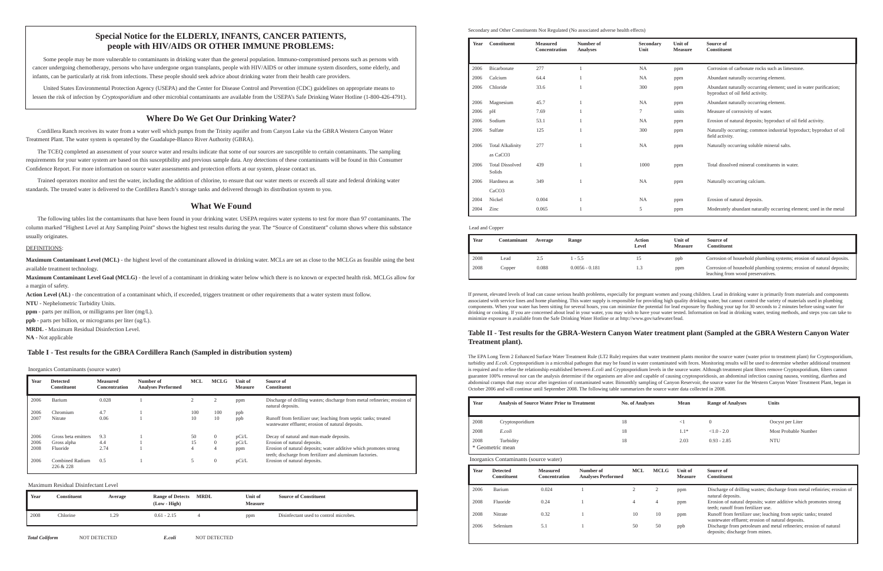## Special Notice for the ELDERLY, INFANTS, CANCER PATIENTS, people with HIV/AIDS OR OTHER IMMUNE PROBLEMS:

Some people may be more vulnerable to contaminants in drinking water than the general population. Immuno-compromised persons such as persons with cancer undergoing chemotherapy, persons who have undergone organ transplants, people with HIV/AIDS or other immune system disorders, some elderly, and infants, can be particularly at risk from infections. These people should seek advice about drinking water from their health care providers.

United States Environmental Protection Agency (USEPA) and the Center for Disease Control and Prevention (CDC) guidelines on appropriate means to lessen the risk of infection by *Cryptosporidium* and other microbial contaminants are available from the USEPA's Safe Drinking Water Hotline (1-800-426-4791).

## Where Do We Get Our Drinking Water?

Cordillera Ranch receives its water from a water well which pumps from the Trinity aquifer and from Canyon Lake via the GBRA Western Canyon Water Treatment Plant. The water system is operated by the Guadalupe-Blanco River Authority (GBRA).

The TCEQ completed an assessment of your source water and results indicate that some of our sources are susceptible to certain contaminants. The sampling requirements for your water system are based on this susceptibility and previous sample data. Any detections of these contaminants will be found in this Consumer Confidence Report. For more information on source water assessments and protection efforts at our system, please contact us.

Trained operators monitor and test the water, including the addition of chlorine, to ensure that our water meets or exceeds all state and federal drinking water standards. The treated water is delivered to the Cordillera Ranch's storage tanks and delivered through its distribution system to you.

## What We Found

The following tables list the contaminants that have been found in your drinking water. USEPA requires water systems to test for more than 97 contaminants. The column marked "Highest Level at Any Sampling Point" shows the highest test results during the year. The "Source of Constituent" column shows where this substance usually originates.

DEFINITIONS:

**Maximum Contaminant Level (MCL)** - the highest level of the contaminant allowed in drinking water. MCLs are set as close to the MCLGs as feasible using the best available treatment technology.

**Maximum Contaminant Level Goal (MCLG)** - the level of a contaminant in drinking water below which there is no known or expected health risk. MCLGs allow for a margin of safety.

**Action Level (AL)** - the concentration of a contaminant which, if exceeded, triggers treatment or other requirements that a water system must follow.

**NTU** - Nephelometric Turbidity Units.

**ppm** - parts per million, or milligrams per liter (mg/L).

**ppb** - parts per billion, or micrograms per liter (ug/L).

**MRDL** - Maximum Residual Disinfection Level.

**NA** - Not applicable

### Table I - Test results for the GBRA Cordillera Ranch (Sampled in distribution system)

Inorganics Contaminants (source water)

| Year | Detected Constituent | Measured Concentration | Number of Analyses Performed | MCL | MCLG | Unit of Measure | Source of Constituent |
|---|---|---|---|---|---|---|---|
| 2006 | Barium | 0.028 | 1 | 2 | 2 | ppm | Discharge of drilling wastes; discharge from metal refineries; erosion of natural deposits. |
| 2006 | Chromium | 4.7 | 1 | 100 | 100 | ppb | |
| 2007 | Nitrate | 0.06 | 1 | 10 | 10 | ppb | Runoff from fertilizer use; leaching from septic tanks; treated wastewater effluent; erosion of natural deposits. |
| 2006 | Gross beta emitters | 9.3 | 1 | 50 | 0 | pCi/L | Decay of natural and man-made deposits. |
| 2006 | Gross alpha | 4.4 | 1 | 15 | 0 | pCi/L | Erosion of natural deposits. |
| 2008 | Fluoride | 2.74 | 1 | 4 | 4 | ppm | Erosion of natural deposits; water additive which promotes strong teeth; discharge from fertilizer and aluminum factories. |
| 2006 | Combined Radium 226 & 228 | 0.5 | 1 | 5 | 0 | pCi/L | Erosion of natural deposits. |

Maximum Residual Disinfectant Level

| Year | Constituent | Average | Range of Detects (Low - High) | MRDL | Unit of Measure | Source of Constituent |
|---|---|---|---|---|---|---|
| 2008 | Chlorine | 1.29 | 0.61 - 2.15 | 4 | ppm | Disinfectant used to control microbes. |

***Total Coliform*** NOT DETECTED ***E.coli*** NOT DETECTED

Secondary and Other Constituents Not Regulated (No associated adverse health effects)

| Year | Constituent | Measured Concentration | Number of Analyses | Secondary Unit | Unit of Measure | Source of Constituent |
|---|---|---|---|---|---|---|
| 2006 | Bicarbonate | 277 | 1 | NA | ppm | Corrosion of carbonate rocks such as limestone. |
| 2006 | Calcium | 64.4 | 1 | NA | ppm | Abundant naturally occurring element. |
| 2006 | Chloride | 33.6 | 1 | 300 | ppm | Abundant naturally occurring element; used in water purification; byproduct of oil field activity. |
| 2006 | Magnesium | 45.7 | 1 | NA | ppm | Abundant naturally occurring element. |
| 2006 | pH | 7.69 | 1 | 7 | units | Measure of corrosivity of water. |
| 2006 | Sodium | 53.1 | 1 | NA | ppm | Erosion of natural deposits; byproduct of oil field activity. |
| 2006 | Sulfate | 125 | 1 | 300 | ppm | Naturally occurring; common industrial byproduct; byproduct of oil field activity. |
| 2006 | Total Alkalinity as CaCO3 | 277 | 1 | NA | ppm | Naturally occurring soluble mineral salts. |
| 2006 | Total Dissolved Solids | 439 | 1 | 1000 | ppm | Total dissolved mineral constituents in water. |
| 2006 | Hardness as CaCO3 | 349 | 1 | NA | ppm | Naturally occurring calcium. |
| 2004 | Nickel | 0.004 | 1 | NA | ppm | Erosion of natural deposits. |
| 2004 | Zinc | 0.065 | 1 | 5 | ppm | Moderately abundant naturally occurring element; used in the metal |

Lead and Copper

| Year | Contaminant | Average | Range | Action Level | Unit of Measure | Source of Constituent |
|---|---|---|---|---|---|---|
| 2008 | Lead | 2.5 | 1 - 5.5 | 15 | ppb | Corrosion of household plumbing systems; erosion of natural deposits. |
| 2008 | Copper | 0.088 | 0.0056 - 0.181 | 1.3 | ppm | Corrosion of household plumbing systems; erosion of natural deposits; leaching from wood preservatives. |

If present, elevated levels of lead can cause serious health problems, especially for pregnant women and young children. Lead in drinking water is primarily from materials and components associated with service lines and home plumbing. This water supply is responsible for providing high quality drinking water, but cannot control the variety of materials used in plumbing components. When your water has been sitting for several hours, you can minimize the potential for lead exposure by flushing your tap for 30 seconds to 2 minutes before using water for drinking or cooking. If you are concerned about lead in your water, you may wish to have your water tested. Information on lead in drinking water, testing methods, and steps you can take to minimize exposure is available from the Safe Drinking Water Hotline or at http://www.gov/safewater/lead.

### Table II - Test results for the GBRA-Western Canyon Water treatment plant (Sampled at the GBRA Western Canyon Water Treatment plant).

The EPA Long Term 2 Enhanced Surface Water Treatment Rule (LT2 Rule) requires that water treatment plants monitor the source water (water prior to treatment plant) for Cryptosporidium, turbidity and *E.coli*. Cryptosporidium is a microbial pathogen that may be found in water contaminated with feces. Monitoring results will be used to determine whether additional treatment is required and to refine the relationship established between *E.coli* and Cryptosporidium levels in the source water. Although treatment plant filters remove Cryptosporidium, filters cannot guarantee 100% removal nor can the analysis determine if the organisms are alive and capable of causing cryptosporidiosis, an abdominal infection causing nausea, vomiting, diarrhea and abdominal cramps that may occur after ingestion of contaminated water. Bimonthly sampling of Canyon Reservoir, the source water for the Western Canyon Water Treatment Plant, began in October 2006 and will continue until September 2008. The following table summarizes the source water data collected in 2008.

| Year | Analysis of Source Water Prior to Treatment | No. of Analyses | Mean | Range of Analyses | Units |
|---|---|---|---|---|---|
| 2008 | Cryptosporidium | 18 | <1 | 0 | Oocyst per Liter |
| 2008 | *E.coli* | 18 | 1.1* | <1.0 - 2.0 | Most Probable Number |
| 2008 | Turbidity | 18 | 2.03 | 0.93 - 2.85 | NTU |

\* Geometric mean

Inorganics Contaminants (source water)

| Year | Detected Constituent | Measured Concentration | Number of Analyses Performed | MCL | MCLG | Unit of Measure | Source of Constituent |
|---|---|---|---|---|---|---|---|
| 2006 | Barium | 0.024 | 1 | 2 | 2 | ppm | Discharge of drilling wastes; discharge from metal refiniries; erosion of natural deposits. |
| 2008 | Fluoride | 0.24 | 1 | 4 | 4 | ppm | Erosion of natural deposits; water additive which promotes strong teeth; runoff from fertilizer use. |
| 2008 | Nitrate | 0.32 | 1 | 10 | 10 | ppm | Runoff from fertilizer use; leaching from septic tanks; treated wastewater effluent; erosion of natural deposits. |
| 2006 | Selenium | 5.1 | 1 | 50 | 50 | ppb | Discharge from petroleum and metal refineries; erosion of natural deposits; discharge from mines. |